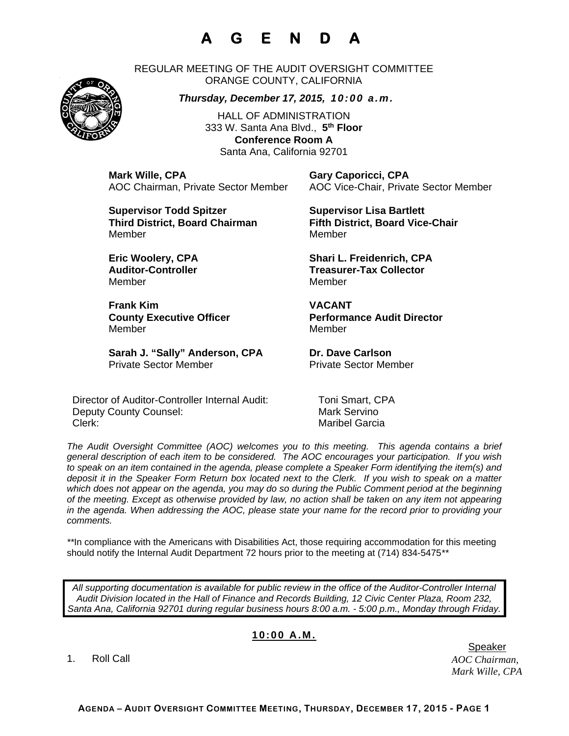# A G E N D A

REGULAR MEETING OF THE AUDIT OVERSIGHT COMMITTEE
ORANGE COUNTY, CALIFORNIA

***Thursday, December 17, 2015, 10:00 a.m.***

HALL OF ADMINISTRATION
333 W. Santa Ana Blvd., **5th Floor**
**Conference Room A**
Santa Ana, California 92701

**Mark Wille, CPA**
AOC Chairman, Private Sector Member

**Gary Caporicci, CPA**
AOC Vice-Chair, Private Sector Member

**Supervisor Todd Spitzer**
**Third District, Board Chairman**
Member

**Supervisor Lisa Bartlett**
**Fifth District, Board Vice-Chair**
Member

**Eric Woolery, CPA**
**Auditor-Controller**
Member

**Shari L. Freidenrich, CPA**
**Treasurer-Tax Collector**
Member

**Frank Kim**
**County Executive Officer**
Member

**VACANT**
**Performance Audit Director**
Member

**Sarah J. "Sally" Anderson, CPA**
Private Sector Member

**Dr. Dave Carlson**
Private Sector Member

| | |
|---|---|
| Director of Auditor-Controller Internal Audit: | Toni Smart, CPA |
| Deputy County Counsel: | Mark Servino |
| Clerk: | Maribel Garcia |

*The Audit Oversight Committee (AOC) welcomes you to this meeting. This agenda contains a brief general description of each item to be considered. The AOC encourages your participation. If you wish to speak on an item contained in the agenda, please complete a Speaker Form identifying the item(s) and deposit it in the Speaker Form Return box located next to the Clerk. If you wish to speak on a matter which does not appear on the agenda, you may do so during the Public Comment period at the beginning of the meeting. Except as otherwise provided by law, no action shall be taken on any item not appearing in the agenda. When addressing the AOC, please state your name for the record prior to providing your comments.*

**In compliance with the Americans with Disabilities Act, those requiring accommodation for this meeting should notify the Internal Audit Department 72 hours prior to the meeting at (714) 834-5475**

*All supporting documentation is available for public review in the office of the Auditor-Controller Internal Audit Division located in the Hall of Finance and Records Building, 12 Civic Center Plaza, Room 232, Santa Ana, California 92701 during regular business hours 8:00 a.m. - 5:00 p.m., Monday through Friday.*

## 10:00 A.M.

| | Speaker |
|---|---|
| 1. Roll Call | *AOC Chairman, Mark Wille, CPA* |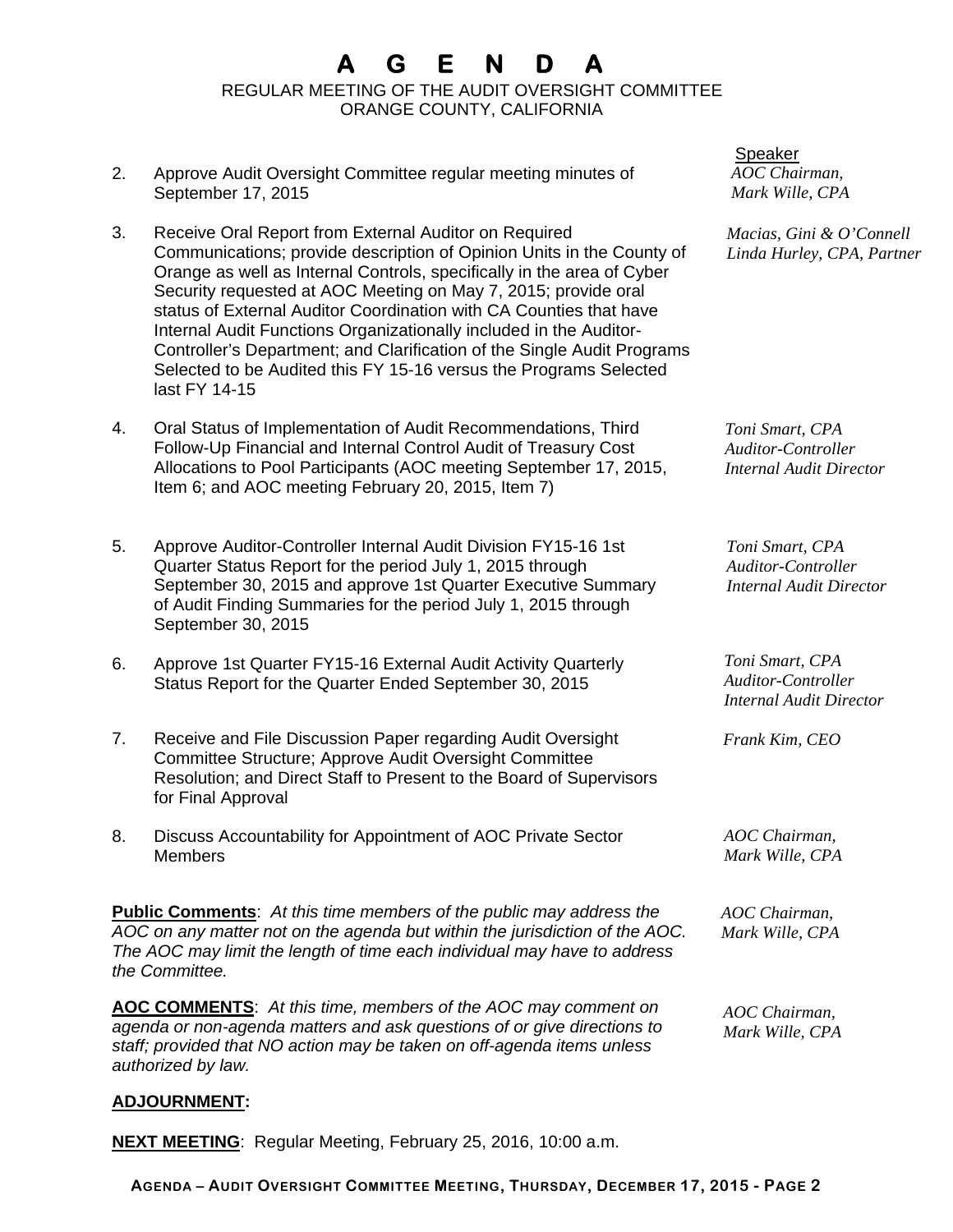# A G E N D A

REGULAR MEETING OF THE AUDIT OVERSIGHT COMMITTEE
ORANGE COUNTY, CALIFORNIA

| | | Speaker |
|---|---|---|
| 2. | Approve Audit Oversight Committee regular meeting minutes of September 17, 2015 | *AOC Chairman, Mark Wille, CPA* |
| 3. | Receive Oral Report from External Auditor on Required Communications; provide description of Opinion Units in the County of Orange as well as Internal Controls, specifically in the area of Cyber Security requested at AOC Meeting on May 7, 2015; provide oral status of External Auditor Coordination with CA Counties that have Internal Audit Functions Organizationally included in the Auditor-Controller's Department; and Clarification of the Single Audit Programs Selected to be Audited this FY 15-16 versus the Programs Selected last FY 14-15 | *Macias, Gini & O'Connell Linda Hurley, CPA, Partner* |
| 4. | Oral Status of Implementation of Audit Recommendations, Third Follow-Up Financial and Internal Control Audit of Treasury Cost Allocations to Pool Participants (AOC meeting September 17, 2015, Item 6; and AOC meeting February 20, 2015, Item 7) | *Toni Smart, CPA Auditor-Controller Internal Audit Director* |
| 5. | Approve Auditor-Controller Internal Audit Division FY15-16 1st Quarter Status Report for the period July 1, 2015 through September 30, 2015 and approve 1st Quarter Executive Summary of Audit Finding Summaries for the period July 1, 2015 through September 30, 2015 | *Toni Smart, CPA Auditor-Controller Internal Audit Director* |
| 6. | Approve 1st Quarter FY15-16 External Audit Activity Quarterly Status Report for the Quarter Ended September 30, 2015 | *Toni Smart, CPA Auditor-Controller Internal Audit Director* |
| 7. | Receive and File Discussion Paper regarding Audit Oversight Committee Structure; Approve Audit Oversight Committee Resolution; and Direct Staff to Present to the Board of Supervisors for Final Approval | *Frank Kim, CEO* |
| 8. | Discuss Accountability for Appointment of AOC Private Sector Members | *AOC Chairman, Mark Wille, CPA* |

**Public Comments**: *At this time members of the public may address the AOC on any matter not on the agenda but within the jurisdiction of the AOC. The AOC may limit the length of time each individual may have to address the Committee.* — *AOC Chairman, Mark Wille, CPA*

**AOC COMMENTS**: *At this time, members of the AOC may comment on agenda or non-agenda matters and ask questions of or give directions to staff; provided that NO action may be taken on off-agenda items unless authorized by law.* — *AOC Chairman, Mark Wille, CPA*

**ADJOURNMENT:**

**NEXT MEETING**: Regular Meeting, February 25, 2016, 10:00 a.m.